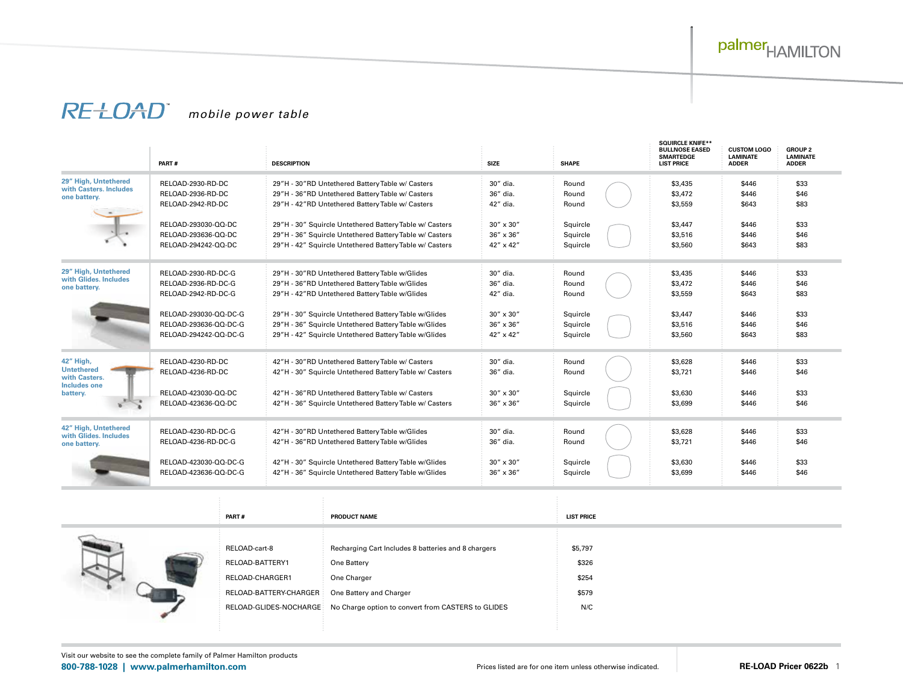palmerHAMILTON

# RE-LOAD™ *mobile power table*

| | PART # | DESCRIPTION | SIZE | SHAPE | SQUIRCLE KNIFE** BULLNOSE EASED SMARTEDGE LIST PRICE | CUSTOM LOGO LAMINATE ADDER | GROUP 2 LAMINATE ADDER |
|---|---|---|---|---|---|---|---|
| **29″ High, Untethered with Casters. Includes one battery.** | RELOAD-2930-RD-DC | 29″H - 30″RD Untethered Battery Table w/ Casters | 30″ dia. | Round | $3,435 | $446 | $33 |
| | RELOAD-2936-RD-DC | 29″H - 36″RD Untethered Battery Table w/ Casters | 36″ dia. | Round | $3,472 | $446 | $46 |
| | RELOAD-2942-RD-DC | 29″H - 42″RD Untethered Battery Table w/ Casters | 42″ dia. | Round | $3,559 | $643 | $83 |
| | RELOAD-293030-QQ-DC | 29″H - 30″ Squircle Untethered Battery Table w/ Casters | 30″ x 30″ | Squircle | $3,447 | $446 | $33 |
| | RELOAD-293636-QQ-DC | 29″H - 36″ Squircle Untethered Battery Table w/ Casters | 36″ x 36″ | Squircle | $3,516 | $446 | $46 |
| | RELOAD-294242-QQ-DC | 29″H - 42″ Squircle Untethered Battery Table w/ Casters | 42″ x 42″ | Squircle | $3,560 | $643 | $83 |
| **29″ High, Untethered with Glides. Includes one battery.** | RELOAD-2930-RD-DC-G | 29″H - 30″RD Untethered Battery Table w/Glides | 30″ dia. | Round | $3,435 | $446 | $33 |
| | RELOAD-2936-RD-DC-G | 29″H - 36″RD Untethered Battery Table w/Glides | 36″ dia. | Round | $3,472 | $446 | $46 |
| | RELOAD-2942-RD-DC-G | 29″H - 42″RD Untethered Battery Table w/Glides | 42″ dia. | Round | $3,559 | $643 | $83 |
| | RELOAD-293030-QQ-DC-G | 29″H - 30″ Squircle Untethered Battery Table w/Glides | 30″ x 30″ | Squircle | $3,447 | $446 | $33 |
| | RELOAD-293636-QQ-DC-G | 29″H - 36″ Squircle Untethered Battery Table w/Glides | 36″ x 36″ | Squircle | $3,516 | $446 | $46 |
| | RELOAD-294242-QQ-DC-G | 29″H - 42″ Squircle Untethered Battery Table w/Glides | 42″ x 42″ | Squircle | $3,560 | $643 | $83 |
| **42″ High, Untethered with Casters. Includes one battery.** | RELOAD-4230-RD-DC | 42″H - 30″RD Untethered Battery Table w/ Casters | 30″ dia. | Round | $3,628 | $446 | $33 |
| | RELOAD-4236-RD-DC | 42″H - 30″ Squircle Untethered Battery Table w/ Casters | 36″ dia. | Round | $3,721 | $446 | $46 |
| | RELOAD-423030-QQ-DC | 42″H - 36″RD Untethered Battery Table w/ Casters | 30″ x 30″ | Squircle | $3,630 | $446 | $33 |
| | RELOAD-423636-QQ-DC | 42″H - 36″ Squircle Untethered Battery Table w/ Casters | 36″ x 36″ | Squircle | $3,699 | $446 | $46 |
| **42″ High, Untethered with Glides. Includes one battery.** | RELOAD-4230-RD-DC-G | 42″H - 30″RD Untethered Battery Table w/Glides | 30″ dia. | Round | $3,628 | $446 | $33 |
| | RELOAD-4236-RD-DC-G | 42″H - 36″RD Untethered Battery Table w/Glides | 36″ dia. | Round | $3,721 | $446 | $46 |
| | RELOAD-423030-QQ-DC-G | 42″H - 30″ Squircle Untethered Battery Table w/Glides | 30″ x 30″ | Squircle | $3,630 | $446 | $33 |
| | RELOAD-423636-QQ-DC-G | 42″H - 36″ Squircle Untethered Battery Table w/Glides | 36″ x 36″ | Squircle | $3,699 | $446 | $46 |

| PART # | PRODUCT NAME | LIST PRICE |
|---|---|---|
| RELOAD-cart-8 | Recharging Cart Includes 8 batteries and 8 chargers | $5,797 |
| RELOAD-BATTERY1 | One Battery | $326 |
| RELOAD-CHARGER1 | One Charger | $254 |
| RELOAD-BATTERY-CHARGER | One Battery and Charger | $579 |
| RELOAD-GLIDES-NOCHARGE | No Charge option to convert from CASTERS to GLIDES | N/C |

Visit our website to see the complete family of Palmer Hamilton products

**800-788-1028 | www.palmerhamilton.com**

Prices listed are for one item unless otherwise indicated.

**RE-LOAD Pricer 0622b**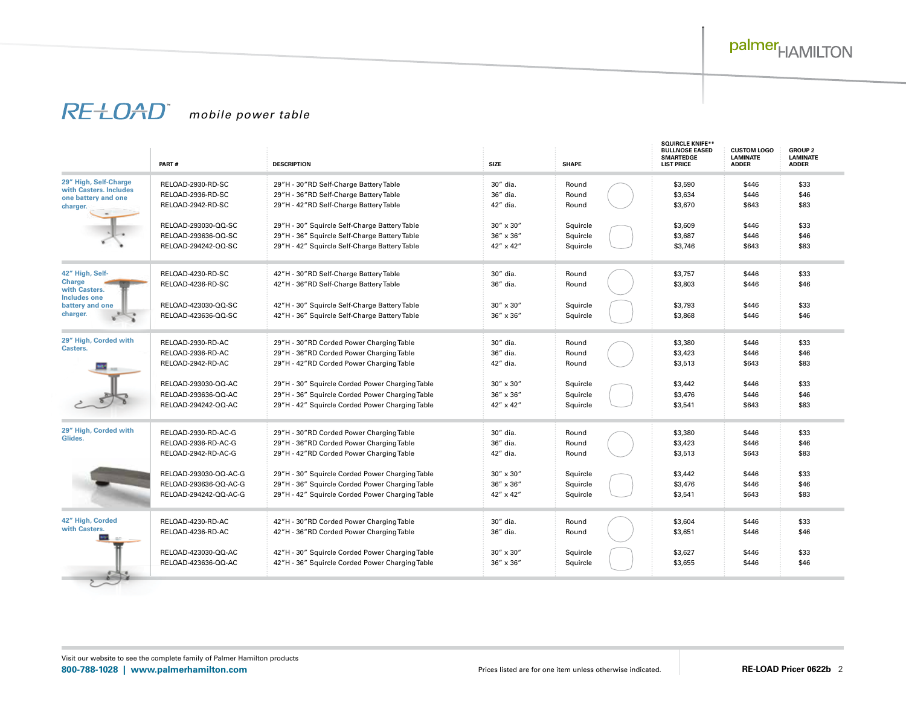# RE-LOAD™ *mobile power table*

| | PART # | DESCRIPTION | SIZE | SHAPE | SQUIRCLE KNIFE** BULLNOSE EASED SMARTEDGE LIST PRICE | CUSTOM LOGO LAMINATE ADDER | GROUP 2 LAMINATE ADDER |
|---|---|---|---|---|---|---|---|
| **29" High, Self-Charge with Casters. Includes one battery and one charger.** | RELOAD-2930-RD-SC | 29"H - 30"RD Self-Charge Battery Table | 30" dia. | Round | $3,590 | $446 | $33 |
| | RELOAD-2936-RD-SC | 29"H - 36"RD Self-Charge Battery Table | 36" dia. | Round | $3,634 | $446 | $46 |
| | RELOAD-2942-RD-SC | 29"H - 42"RD Self-Charge Battery Table | 42" dia. | Round | $3,670 | $643 | $83 |
| | RELOAD-293030-QQ-SC | 29"H - 30" Squircle Self-Charge Battery Table | 30" x 30" | Squircle | $3,609 | $446 | $33 |
| | RELOAD-293636-QQ-SC | 29"H - 36" Squircle Self-Charge Battery Table | 36" x 36" | Squircle | $3,687 | $446 | $46 |
| | RELOAD-294242-QQ-SC | 29"H - 42" Squircle Self-Charge Battery Table | 42" x 42" | Squircle | $3,746 | $643 | $83 |
| **42" High, Self-Charge with Casters. Includes one battery and one charger.** | RELOAD-4230-RD-SC | 42"H - 30"RD Self-Charge Battery Table | 30" dia. | Round | $3,757 | $446 | $33 |
| | RELOAD-4236-RD-SC | 42"H - 36"RD Self-Charge Battery Table | 36" dia. | Round | $3,803 | $446 | $46 |
| | RELOAD-423030-QQ-SC | 42"H - 30" Squircle Self-Charge Battery Table | 30" x 30" | Squircle | $3,793 | $446 | $33 |
| | RELOAD-423636-QQ-SC | 42"H - 36" Squircle Self-Charge Battery Table | 36" x 36" | Squircle | $3,868 | $446 | $46 |
| **29" High, Corded with Casters.** | RELOAD-2930-RD-AC | 29"H - 30"RD Corded Power Charging Table | 30" dia. | Round | $3,380 | $446 | $33 |
| | RELOAD-2936-RD-AC | 29"H - 36"RD Corded Power Charging Table | 36" dia. | Round | $3,423 | $446 | $46 |
| | RELOAD-2942-RD-AC | 29"H - 42"RD Corded Power Charging Table | 42" dia. | Round | $3,513 | $643 | $83 |
| | RELOAD-293030-QQ-AC | 29"H - 30" Squircle Corded Power Charging Table | 30" x 30" | Squircle | $3,442 | $446 | $33 |
| | RELOAD-293636-QQ-AC | 29"H - 36" Squircle Corded Power Charging Table | 36" x 36" | Squircle | $3,476 | $446 | $46 |
| | RELOAD-294242-QQ-AC | 29"H - 42" Squircle Corded Power Charging Table | 42" x 42" | Squircle | $3,541 | $643 | $83 |
| **29" High, Corded with Glides.** | RELOAD-2930-RD-AC-G | 29"H - 30"RD Corded Power Charging Table | 30" dia. | Round | $3,380 | $446 | $33 |
| | RELOAD-2936-RD-AC-G | 29"H - 36"RD Corded Power Charging Table | 36" dia. | Round | $3,423 | $446 | $46 |
| | RELOAD-2942-RD-AC-G | 29"H - 42"RD Corded Power Charging Table | 42" dia. | Round | $3,513 | $643 | $83 |
| | RELOAD-293030-QQ-AC-G | 29"H - 30" Squircle Corded Power Charging Table | 30" x 30" | Squircle | $3,442 | $446 | $33 |
| | RELOAD-293636-QQ-AC-G | 29"H - 36" Squircle Corded Power Charging Table | 36" x 36" | Squircle | $3,476 | $446 | $46 |
| | RELOAD-294242-QQ-AC-G | 29"H - 42" Squircle Corded Power Charging Table | 42" x 42" | Squircle | $3,541 | $643 | $83 |
| **42" High, Corded with Casters.** | RELOAD-4230-RD-AC | 42"H - 30"RD Corded Power Charging Table | 30" dia. | Round | $3,604 | $446 | $33 |
| | RELOAD-4236-RD-AC | 42"H - 36"RD Corded Power Charging Table | 36" dia. | Round | $3,651 | $446 | $46 |
| | RELOAD-423030-QQ-AC | 42"H - 30" Squircle Corded Power Charging Table | 30" x 30" | Squircle | $3,627 | $446 | $33 |
| | RELOAD-423636-QQ-AC | 42"H - 36" Squircle Corded Power Charging Table | 36" x 36" | Squircle | $3,655 | $446 | $46 |

Visit our website to see the complete family of Palmer Hamilton products

**800-788-1028 | www.palmerhamilton.com**

Prices listed are for one item unless otherwise indicated.

**RE-LOAD Pricer 0622b**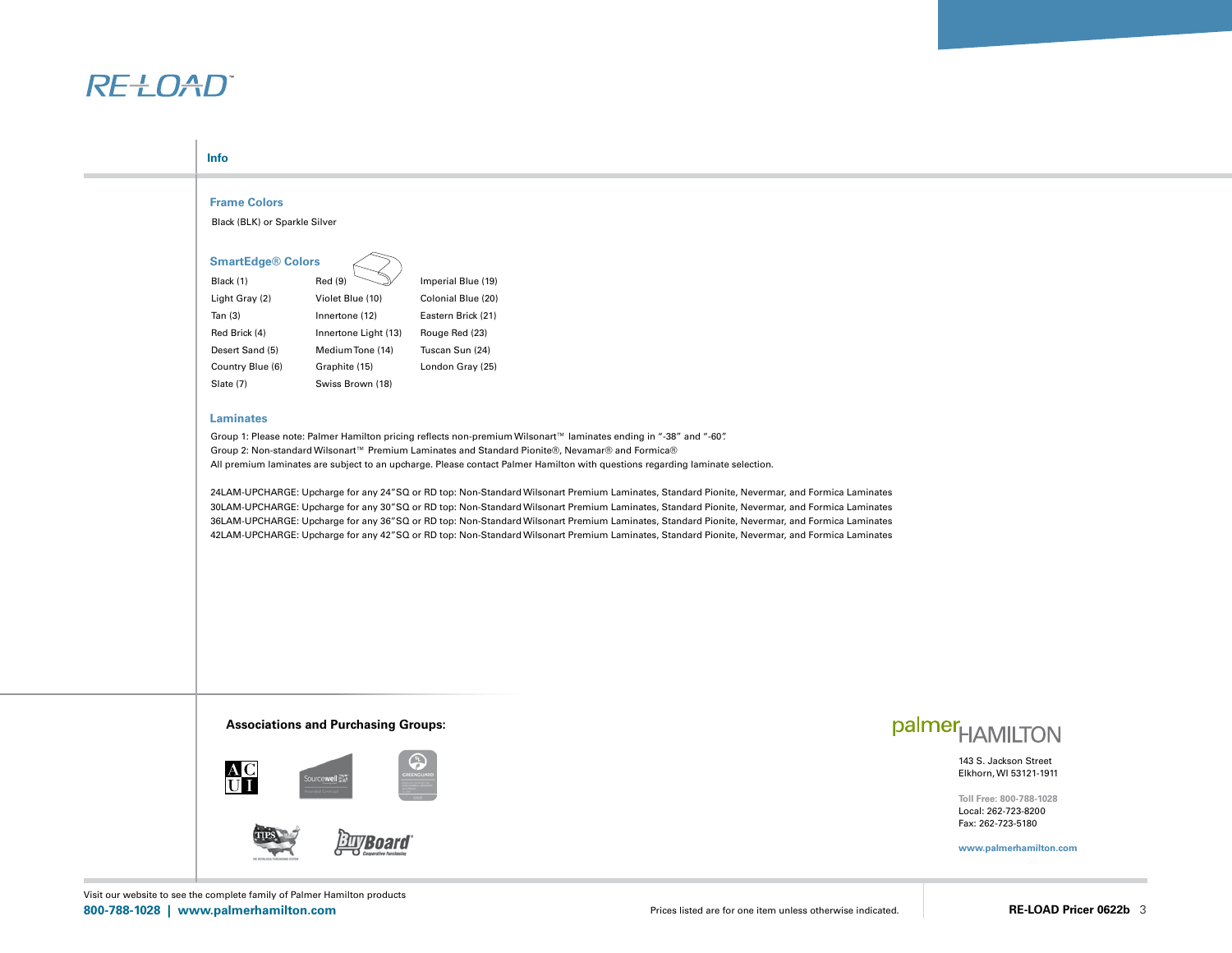RE-LOAD™

## Info

### Frame Colors

Black (BLK) or Sparkle Silver

### SmartEdge® Colors

| | | |
|---|---|---|
| Black (1) | Red (9) | Imperial Blue (19) |
| Light Gray (2) | Violet Blue (10) | Colonial Blue (20) |
| Tan (3) | Innertone (12) | Eastern Brick (21) |
| Red Brick (4) | Innertone Light (13) | Rouge Red (23) |
| Desert Sand (5) | Medium Tone (14) | Tuscan Sun (24) |
| Country Blue (6) | Graphite (15) | London Gray (25) |
| Slate (7) | Swiss Brown (18) | |

### Laminates

Group 1: Please note: Palmer Hamilton pricing reflects non-premium Wilsonart™ laminates ending in "-38" and "-60".
Group 2: Non-standard Wilsonart™ Premium Laminates and Standard Pionite®, Nevamar® and Formica®
All premium laminates are subject to an upcharge. Please contact Palmer Hamilton with questions regarding laminate selection.

24LAM-UPCHARGE: Upcharge for any 24"SQ or RD top: Non-Standard Wilsonart Premium Laminates, Standard Pionite, Nevermar, and Formica Laminates
30LAM-UPCHARGE: Upcharge for any 30"SQ or RD top: Non-Standard Wilsonart Premium Laminates, Standard Pionite, Nevermar, and Formica Laminates
36LAM-UPCHARGE: Upcharge for any 36"SQ or RD top: Non-Standard Wilsonart Premium Laminates, Standard Pionite, Nevermar, and Formica Laminates
42LAM-UPCHARGE: Upcharge for any 42"SQ or RD top: Non-Standard Wilsonart Premium Laminates, Standard Pionite, Nevermar, and Formica Laminates

**Associations and Purchasing Groups:**

palmer HAMILTON

143 S. Jackson Street
Elkhorn, WI 53121-1911

Toll Free: 800-788-1028
Local: 262-723-8200
Fax: 262-723-5180

www.palmerhamilton.com

Visit our website to see the complete family of Palmer Hamilton products
**800-788-1028 | www.palmerhamilton.com**

Prices listed are for one item unless otherwise indicated.

**RE-LOAD Pricer 0622b**